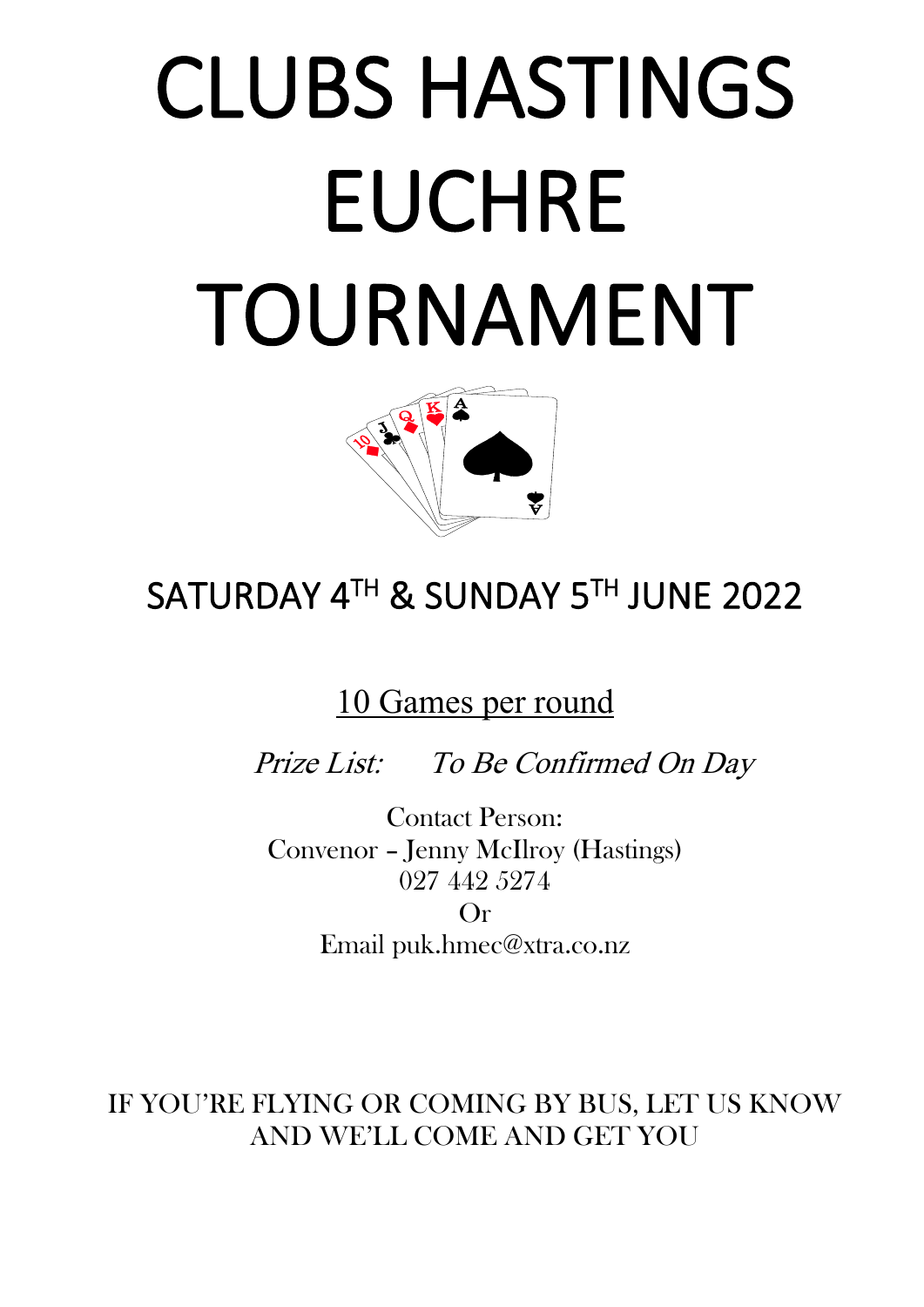# CLUBS HASTINGS EUCHRE TOURNAMENT

## SATURDAY 4TH & SUNDAY 5TH JUNE 2022

<u>10 Games per round</u>

*Prize List: To Be Confirmed On Day*

Contact Person:
Convenor – Jenny McIlroy (Hastings)
027 442 5274
Or
Email puk.hmec@xtra.co.nz

IF YOU'RE FLYING OR COMING BY BUS, LET US KNOW AND WE'LL COME AND GET YOU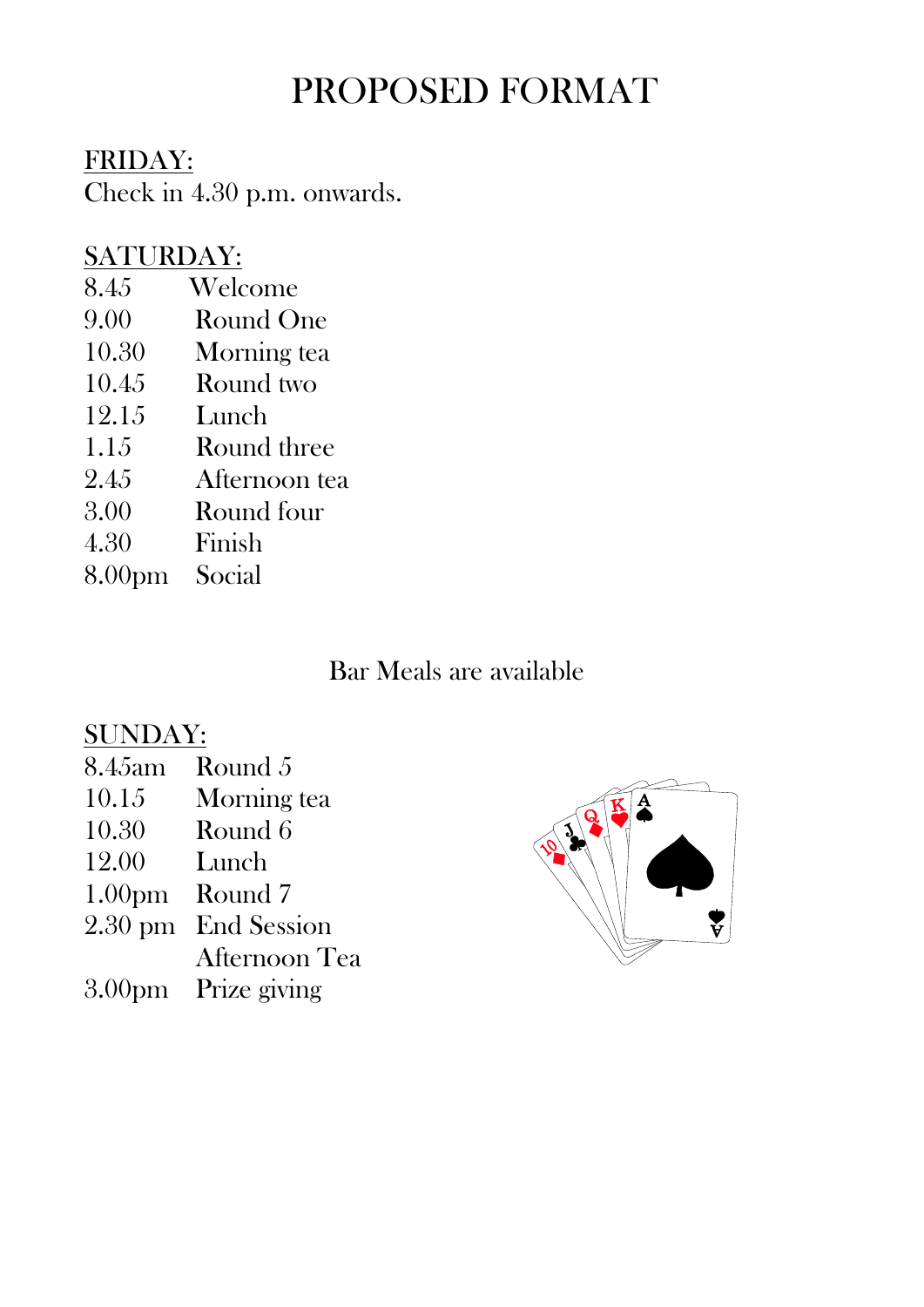# PROPOSED FORMAT

**FRIDAY:**

Check in 4.30 p.m. onwards.

**SATURDAY:**

| | |
|---|---|
| 8.45 | Welcome |
| 9.00 | Round One |
| 10.30 | Morning tea |
| 10.45 | Round two |
| 12.15 | Lunch |
| 1.15 | Round three |
| 2.45 | Afternoon tea |
| 3.00 | Round four |
| 4.30 | Finish |
| 8.00pm | Social |

Bar Meals are available

**SUNDAY:**

| | |
|---|---|
| 8.45am | Round 5 |
| 10.15 | Morning tea |
| 10.30 | Round 6 |
| 12.00 | Lunch |
| 1.00pm | Round 7 |
| 2.30 pm | End Session<br>Afternoon Tea |
| 3.00pm | Prize giving |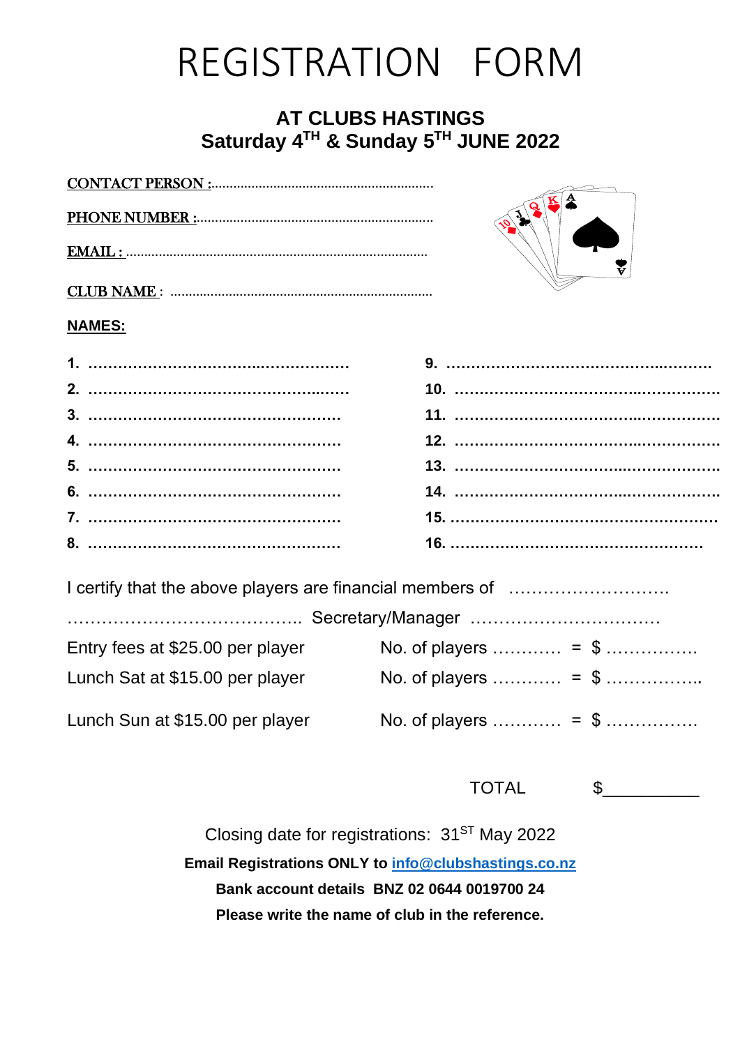# REGISTRATION FORM

## AT CLUBS HASTINGS
## Saturday 4TH & Sunday 5TH JUNE 2022

CONTACT PERSON :.............................................................

PHONE NUMBER :...............................................................

EMAIL : ..............................................................................

CLUB NAME : .......................................................................

**NAMES:**

| | |
|---|---|
| **1.** ……………………………..……………… | **9.** ……………………………………..………. |
| **2.** ……………………………………..……… | **10.** ……………………………...…………… |
| **3.** …………………………………………… | **11.** ……………………………...…………… |
| **4.** …………………………………………… | **12.** ……………………………...…………… |
| **5.** …………………………………………… | **13.** ……………………………..…………… |
| **6.** …………………………………………… | **14.** ……………………………..…………… |
| **7.** …………………………………………… | **15.** …………………………………………… |
| **8.** …………………………………………… | **16.** …………………………………………… |

I certify that the above players are financial members of ……………………….

………………………………….. Secretary/Manager ……………………………

| | | |
|---|---|---|
| Entry fees at $25.00 per player | No. of players ………… | = $ ……………. |
| Lunch Sat at $15.00 per player | No. of players ………… | = $ …………….. |
| Lunch Sun at $15.00 per player | No. of players ………… | = $ ……………. |

TOTAL $__________

Closing date for registrations: 31ST May 2022

**Email Registrations ONLY to info@clubshastings.co.nz**

**Bank account details BNZ 02 0644 0019700 24**

**Please write the name of club in the reference.**